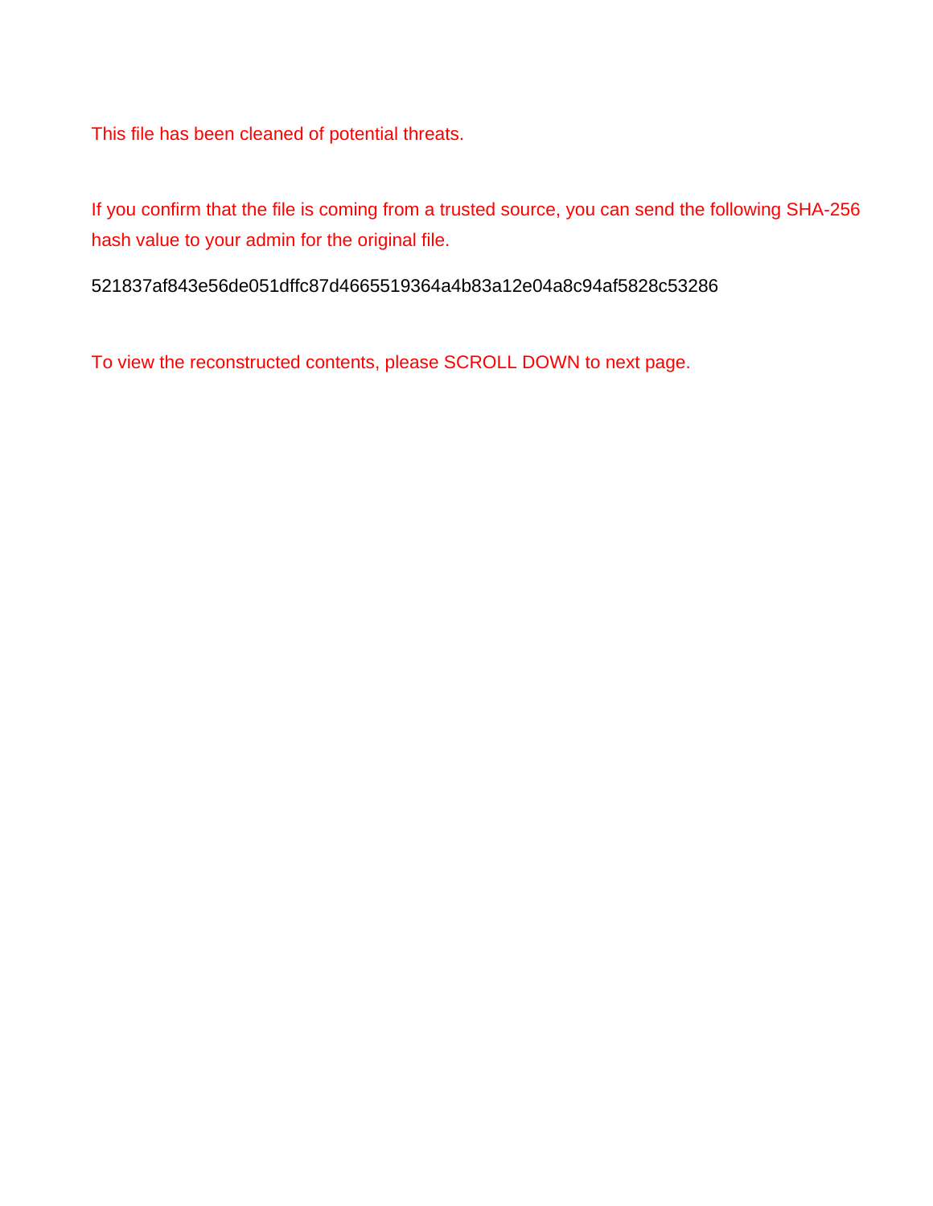This file has been cleaned of potential threats.

If you confirm that the file is coming from a trusted source, you can send the following SHA-256 hash value to your admin for the original file.

521837af843e56de051dffc87d4665519364a4b83a12e04a8c94af5828c53286

To view the reconstructed contents, please SCROLL DOWN to next page.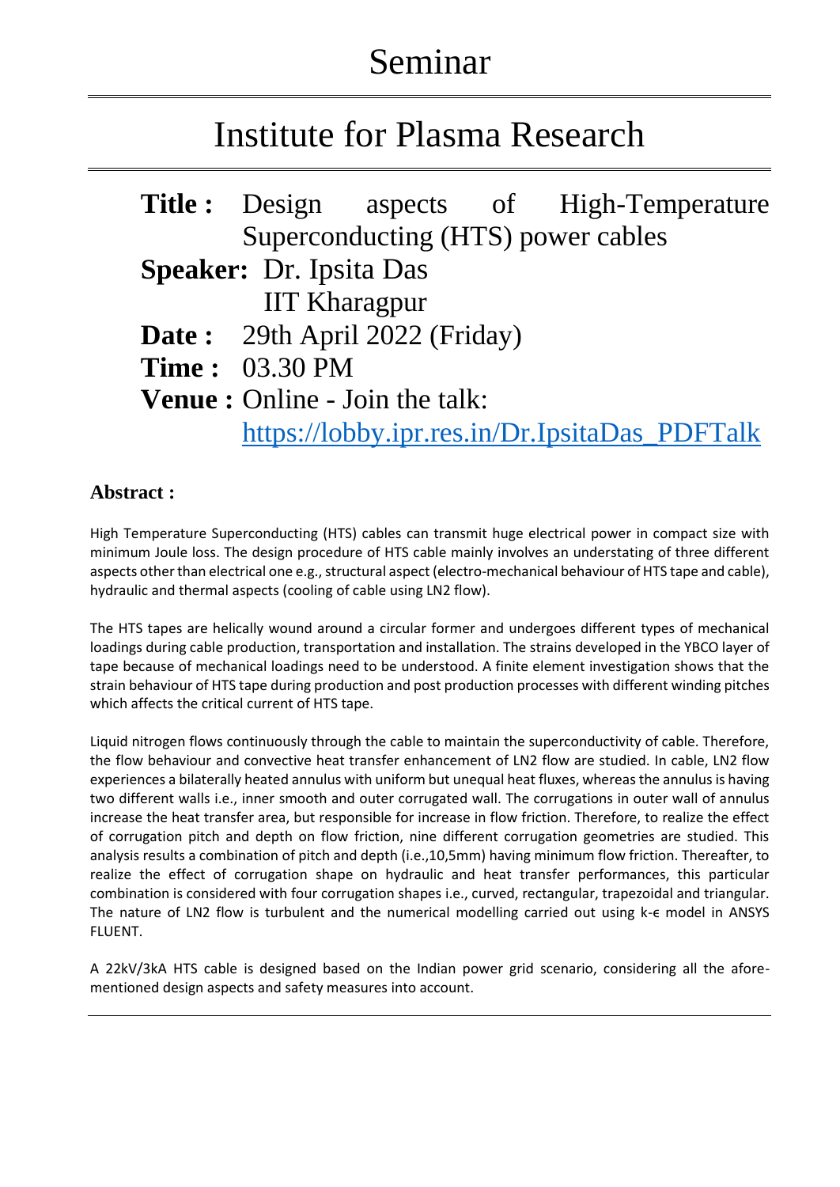# Seminar

# Institute for Plasma Research

**Title :** Design aspects of High-Temperature Superconducting (HTS) power cables

**Speaker:** Dr. Ipsita Das
IIT Kharagpur

**Date :** 29th April 2022 (Friday)

**Time :** 03.30 PM

**Venue :** Online - Join the talk: [https://lobby.ipr.res.in/Dr.IpsitaDas_PDFTalk](https://lobby.ipr.res.in/Dr.IpsitaDas_PDFTalk)

**Abstract :**

High Temperature Superconducting (HTS) cables can transmit huge electrical power in compact size with minimum Joule loss. The design procedure of HTS cable mainly involves an understating of three different aspects other than electrical one e.g., structural aspect (electro-mechanical behaviour of HTS tape and cable), hydraulic and thermal aspects (cooling of cable using LN2 flow).

The HTS tapes are helically wound around a circular former and undergoes different types of mechanical loadings during cable production, transportation and installation. The strains developed in the YBCO layer of tape because of mechanical loadings need to be understood. A finite element investigation shows that the strain behaviour of HTS tape during production and post production processes with different winding pitches which affects the critical current of HTS tape.

Liquid nitrogen flows continuously through the cable to maintain the superconductivity of cable. Therefore, the flow behaviour and convective heat transfer enhancement of LN2 flow are studied. In cable, LN2 flow experiences a bilaterally heated annulus with uniform but unequal heat fluxes, whereas the annulus is having two different walls i.e., inner smooth and outer corrugated wall. The corrugations in outer wall of annulus increase the heat transfer area, but responsible for increase in flow friction. Therefore, to realize the effect of corrugation pitch and depth on flow friction, nine different corrugation geometries are studied. This analysis results a combination of pitch and depth (i.e.,10,5mm) having minimum flow friction. Thereafter, to realize the effect of corrugation shape on hydraulic and heat transfer performances, this particular combination is considered with four corrugation shapes i.e., curved, rectangular, trapezoidal and triangular. The nature of LN2 flow is turbulent and the numerical modelling carried out using k-$\epsilon$ model in ANSYS FLUENT.

A 22kV/3kA HTS cable is designed based on the Indian power grid scenario, considering all the afore-mentioned design aspects and safety measures into account.